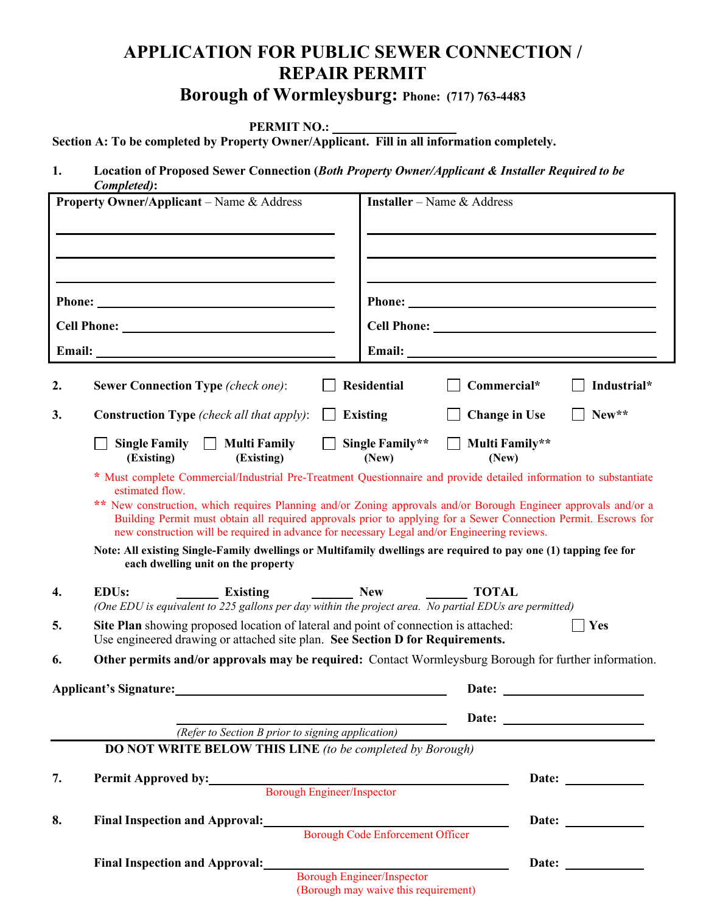# APPLICATION FOR PUBLIC SEWER CONNECTION / REPAIR PERMIT

## Borough of Wormleysburg: Phone: (717) 763-4483

**PERMIT NO.:** ____________________

**Section A: To be completed by Property Owner/Applicant. Fill in all information completely.**

1. **Location of Proposed Sewer Connection (*Both Property Owner/Applicant & Installer Required to be Completed*):**

| **Property Owner/Applicant** – Name & Address | **Installer** – Name & Address |
|---|---|
| ____________________ | ____________________ |
| ____________________ | ____________________ |
| ____________________ | ____________________ |
| **Phone:** ____________________ | **Phone:** ____________________ |
| **Cell Phone:** ____________________ | **Cell Phone:** ____________________ |
| **Email:** ____________________ | **Email:** ____________________ |

2. **Sewer Connection Type** *(check one)*: ☐ **Residential** ☐ **Commercial*** ☐ **Industrial***

3. **Construction Type** *(check all that apply)*: ☐ **Existing** ☐ **Change in Use** ☐ **New****

   ☐ **Single Family (Existing)** ☐ **Multi Family (Existing)** ☐ **Single Family** (New)** ☐ **Multi Family** (New)**

   \* Must complete Commercial/Industrial Pre-Treatment Questionnaire and provide detailed information to substantiate estimated flow.

   \*\* New construction, which requires Planning and/or Zoning approvals and/or Borough Engineer approvals and/or a Building Permit must obtain all required approvals prior to applying for a Sewer Connection Permit. Escrows for new construction will be required in advance for necessary Legal and/or Engineering reviews.

   **Note: All existing Single-Family dwellings or Multifamily dwellings are required to pay one (1) tapping fee for each dwelling unit on the property**

4. **EDUs:** _______ **Existing** _______ **New** _______ **TOTAL**

   *(One EDU is equivalent to 225 gallons per day within the project area. No partial EDUs are permitted)*

5. **Site Plan** showing proposed location of lateral and point of connection is attached: ☐ **Yes**

   Use engineered drawing or attached site plan. **See Section D for Requirements.**

6. **Other permits and/or approvals may be required:** Contact Wormleysburg Borough for further information.

**Applicant's Signature:** ______________________________ **Date:** ______________

______________________________ **Date:** ______________

*(Refer to Section B prior to signing application)*

---

**DO NOT WRITE BELOW THIS LINE** *(to be completed by Borough)*

7. **Permit Approved by:** ______________________________ **Date:** ____________
   Borough Engineer/Inspector

8. **Final Inspection and Approval:** ______________________________ **Date:** ____________
   Borough Code Enforcement Officer

   **Final Inspection and Approval:** ______________________________ **Date:** ____________
   Borough Engineer/Inspector
   (Borough may waive this requirement)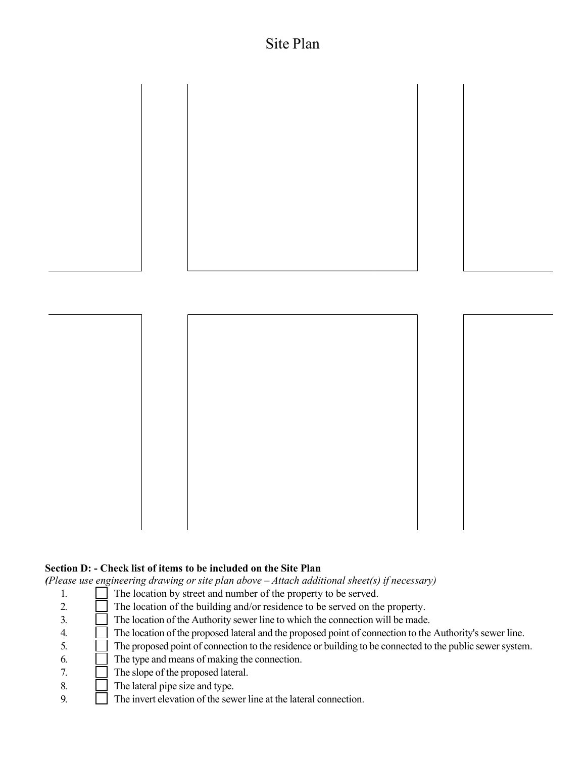# Site Plan

**Section D: - Check list of items to be included on the Site Plan**
***(****Please use engineering drawing or site plan above – Attach additional sheet(s) if necessary)*

1. ☐ The location by street and number of the property to be served.
2. ☐ The location of the building and/or residence to be served on the property.
3. ☐ The location of the Authority sewer line to which the connection will be made.
4. ☐ The location of the proposed lateral and the proposed point of connection to the Authority's sewer line.
5. ☐ The proposed point of connection to the residence or building to be connected to the public sewer system.
6. ☐ The type and means of making the connection.
7. ☐ The slope of the proposed lateral.
8. ☐ The lateral pipe size and type.
9. ☐ The invert elevation of the sewer line at the lateral connection.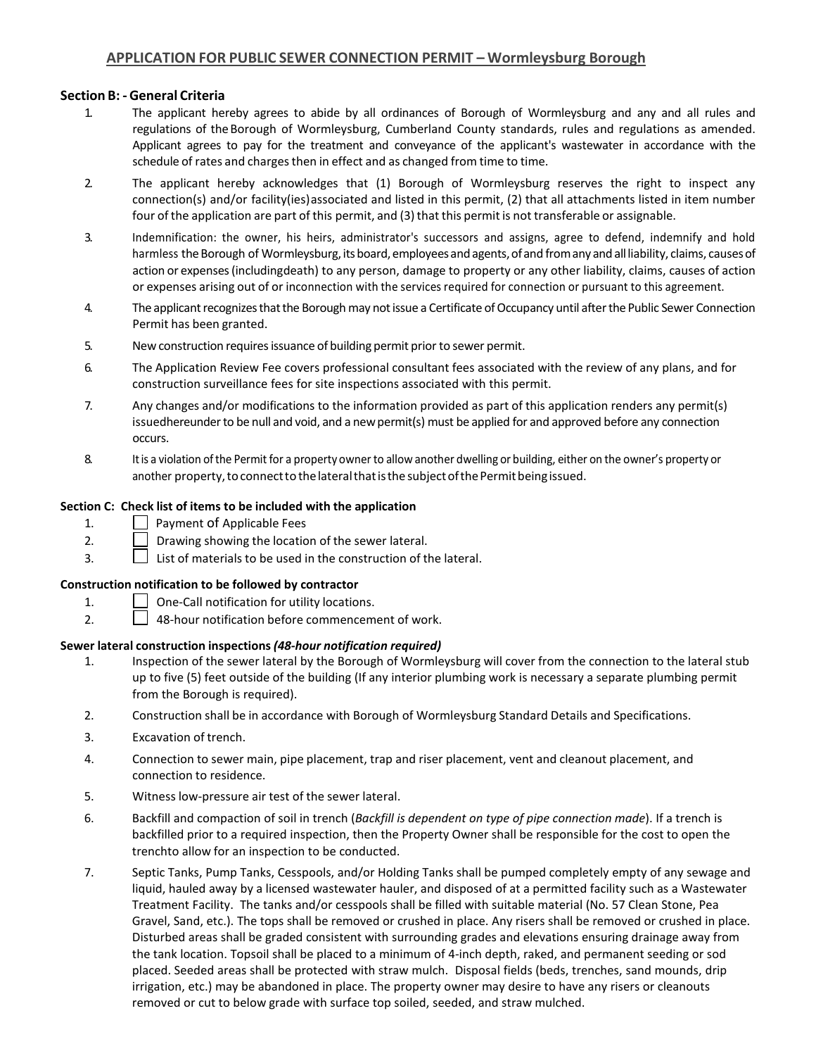## APPLICATION FOR PUBLIC SEWER CONNECTION PERMIT – Wormleysburg Borough

### Section B: - General Criteria

1. The applicant hereby agrees to abide by all ordinances of Borough of Wormleysburg and any and all rules and regulations of the Borough of Wormleysburg, Cumberland County standards, rules and regulations as amended. Applicant agrees to pay for the treatment and conveyance of the applicant's wastewater in accordance with the schedule of rates and charges then in effect and as changed from time to time.
2. The applicant hereby acknowledges that (1) Borough of Wormleysburg reserves the right to inspect any connection(s) and/or facility(ies) associated and listed in this permit, (2) that all attachments listed in item number four of the application are part of this permit, and (3) that this permit is not transferable or assignable.
3. Indemnification: the owner, his heirs, administrator's successors and assigns, agree to defend, indemnify and hold harmless the Borough of Wormleysburg, its board, employees and agents, of and from any and all liability, claims, causes of action or expenses (including death) to any person, damage to property or any other liability, claims, causes of action or expenses arising out of or in connection with the services required for connection or pursuant to this agreement.
4. The applicant recognizes that the Borough may not issue a Certificate of Occupancy until after the Public Sewer Connection Permit has been granted.
5. New construction requires issuance of building permit prior to sewer permit.
6. The Application Review Fee covers professional consultant fees associated with the review of any plans, and for construction surveillance fees for site inspections associated with this permit.
7. Any changes and/or modifications to the information provided as part of this application renders any permit(s) issued hereunder to be null and void, and a new permit(s) must be applied for and approved before any connection occurs.
8. It is a violation of the Permit for a property owner to allow another dwelling or building, either on the owner's property or another property, to connect to the lateral that is the subject of the Permit being issued.

### Section C: Check list of items to be included with the application

1. ☐ Payment of Applicable Fees
2. ☐ Drawing showing the location of the sewer lateral.
3. ☐ List of materials to be used in the construction of the lateral.

**Construction notification to be followed by contractor**

1. ☐ One-Call notification for utility locations.
2. ☐ 48-hour notification before commencement of work.

**Sewer lateral construction inspections *(48-hour notification required)***

1. Inspection of the sewer lateral by the Borough of Wormleysburg will cover from the connection to the lateral stub up to five (5) feet outside of the building (If any interior plumbing work is necessary a separate plumbing permit from the Borough is required).
2. Construction shall be in accordance with Borough of Wormleysburg Standard Details and Specifications.
3. Excavation of trench.
4. Connection to sewer main, pipe placement, trap and riser placement, vent and cleanout placement, and connection to residence.
5. Witness low-pressure air test of the sewer lateral.
6. Backfill and compaction of soil in trench (*Backfill is dependent on type of pipe connection made*). If a trench is backfilled prior to a required inspection, then the Property Owner shall be responsible for the cost to open the trench to allow for an inspection to be conducted.
7. Septic Tanks, Pump Tanks, Cesspools, and/or Holding Tanks shall be pumped completely empty of any sewage and liquid, hauled away by a licensed wastewater hauler, and disposed of at a permitted facility such as a Wastewater Treatment Facility. The tanks and/or cesspools shall be filled with suitable material (No. 57 Clean Stone, Pea Gravel, Sand, etc.). The tops shall be removed or crushed in place. Any risers shall be removed or crushed in place. Disturbed areas shall be graded consistent with surrounding grades and elevations ensuring drainage away from the tank location. Topsoil shall be placed to a minimum of 4-inch depth, raked, and permanent seeding or sod placed. Seeded areas shall be protected with straw mulch. Disposal fields (beds, trenches, sand mounds, drip irrigation, etc.) may be abandoned in place. The property owner may desire to have any risers or cleanouts removed or cut to below grade with surface top soiled, seeded, and straw mulched.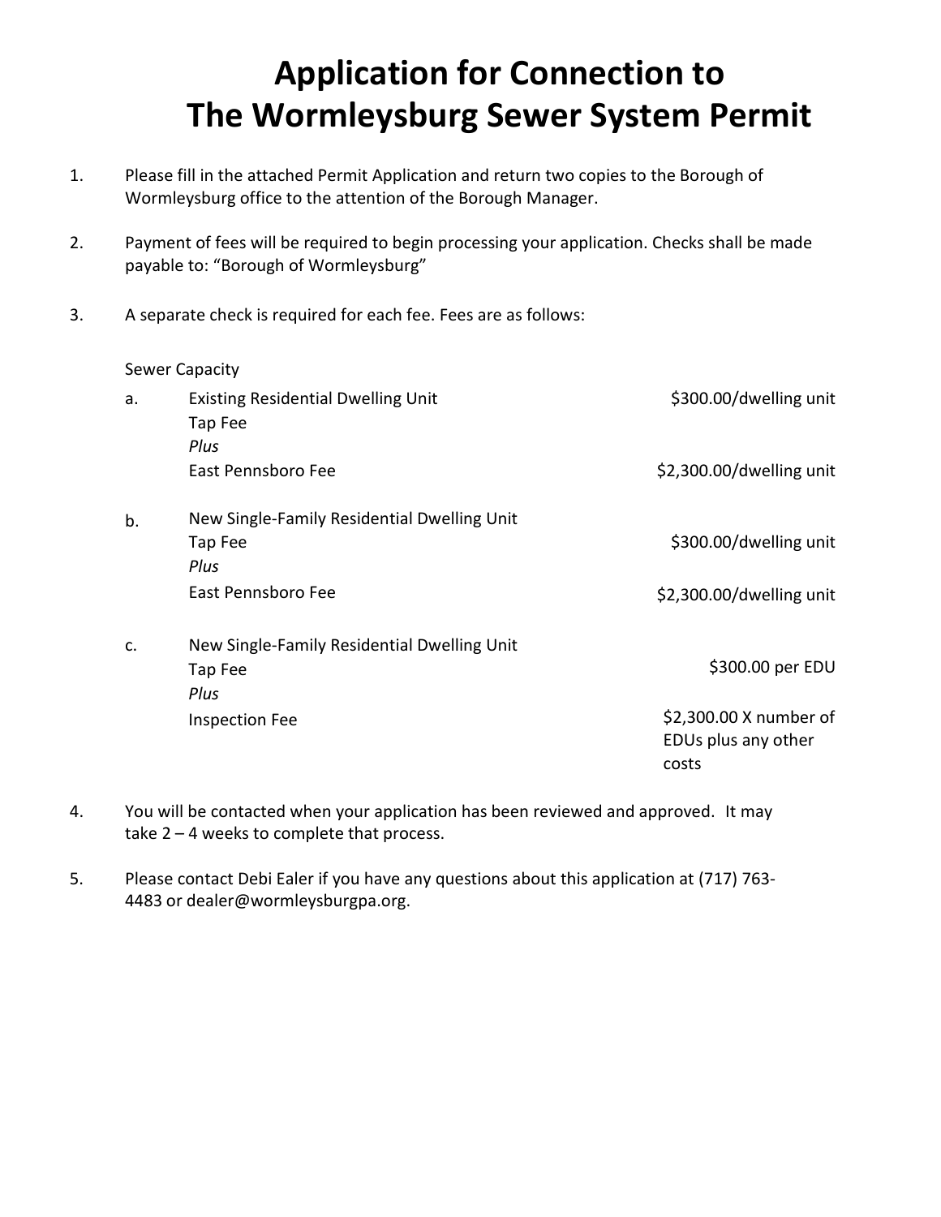# Application for Connection to The Wormleysburg Sewer System Permit

1. Please fill in the attached Permit Application and return two copies to the Borough of Wormleysburg office to the attention of the Borough Manager.

2. Payment of fees will be required to begin processing your application. Checks shall be made payable to: "Borough of Wormleysburg"

3. A separate check is required for each fee. Fees are as follows:

   Sewer Capacity

| | | |
|---|---|---|
| a. | Existing Residential Dwelling Unit<br>Tap Fee | $300.00/dwelling unit |
| | *Plus*<br>East Pennsboro Fee | $2,300.00/dwelling unit |
| b. | New Single-Family Residential Dwelling Unit<br>Tap Fee | $300.00/dwelling unit |
| | *Plus*<br>East Pennsboro Fee | $2,300.00/dwelling unit |
| c. | New Single-Family Residential Dwelling Unit<br>Tap Fee | $300.00 per EDU |
| | *Plus*<br>Inspection Fee | $2,300.00 X number of EDUs plus any other costs |

4. You will be contacted when your application has been reviewed and approved. It may take 2 – 4 weeks to complete that process.

5. Please contact Debi Ealer if you have any questions about this application at (717) 763-4483 or dealer@wormleysburgpa.org.